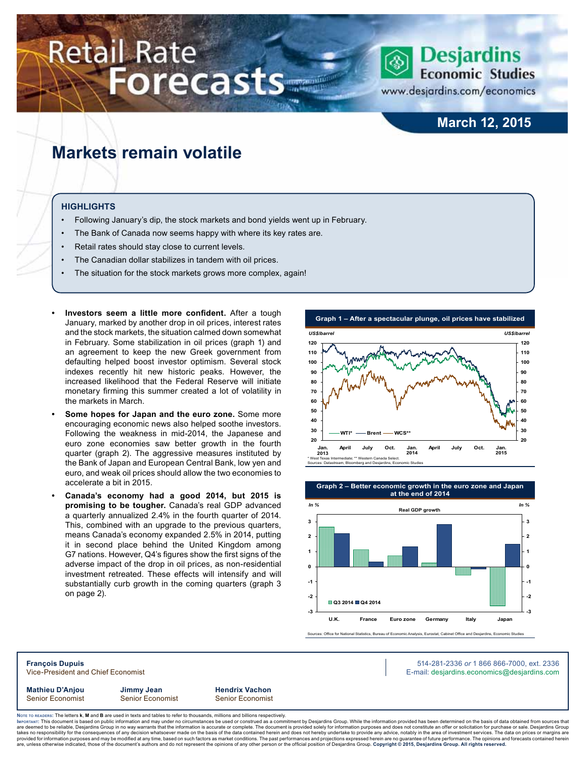# Retail Rate Forecasts

Desjardins Economic Studies
www.desjardins.com/economics

March 12, 2015

## Markets remain volatile

### HIGHLIGHTS

- Following January's dip, the stock markets and bond yields went up in February.
- The Bank of Canada now seems happy with where its key rates are.
- Retail rates should stay close to current levels.
- The Canadian dollar stabilizes in tandem with oil prices.
- The situation for the stock markets grows more complex, again!

- **Investors seem a little more confident.** After a tough January, marked by another drop in oil prices, interest rates and the stock markets, the situation calmed down somewhat in February. Some stabilization in oil prices (graph 1) and an agreement to keep the new Greek government from defaulting helped boost investor optimism. Several stock indexes recently hit new historic peaks. However, the increased likelihood that the Federal Reserve will initiate monetary firming this summer created a lot of volatility in the markets in March.
- **Some hopes for Japan and the euro zone.** Some more encouraging economic news also helped soothe investors. Following the weakness in mid-2014, the Japanese and euro zone economies saw better growth in the fourth quarter (graph 2). The aggressive measures instituted by the Bank of Japan and European Central Bank, low yen and euro, and weak oil prices should allow the two economies to accelerate a bit in 2015.
- **Canada's economy had a good 2014, but 2015 is promising to be tougher.** Canada's real GDP advanced a quarterly annualized 2.4% in the fourth quarter of 2014. This, combined with an upgrade to the previous quarters, means Canada's economy expanded 2.5% in 2014, putting it in second place behind the United Kingdom among G7 nations. However, Q4's figures show the first signs of the adverse impact of the drop in oil prices, as non-residential investment retreated. These effects will intensify and will substantially curb growth in the coming quarters (graph 3 on page 2).

**Graph 1 – After a spectacular plunge, oil prices have stabilized**

US$/barrel

WTI* — Brent — WCS**

\* West Texas Intermediate; \*\* Western Canada Select.
Sources: Datastream, Bloomberg and Desjardins, Economic Studies

**Graph 2 – Better economic growth in the euro zone and Japan at the end of 2014**

In %

Real GDP growth

Q3 2014 / Q4 2014

U.K., France, Euro zone, Germany, Italy, Japan

Sources: Office for National Statistics, Bureau of Economic Analysis, Eurostat, Cabinet Office and Desjardins, Economic Studies

**François Dupuis**
Vice-President and Chief Economist

514-281-2336 *or* 1 866 866-7000, ext. 2336
E-mail: desjardins.economics@desjardins.com

**Mathieu D'Anjou** Senior Economist | **Jimmy Jean** Senior Economist | **Hendrix Vachon** Senior Economist

Note to readers: The letters **k**, **M** and **B** are used in texts and tables to refer to thousands, millions and billions respectively.
Important: This document is based on public information and may under no circumstances be used or construed as a commitment by Desjardins Group. While the information provided has been determined on the basis of data obtained from sources that are deemed to be reliable, Desjardins Group in no way warrants that the information is accurate or complete. The document is provided solely for information purposes and does not constitute an offer or solicitation for purchase or sale. Desjardins Group takes no responsibility for the consequences of any decision whatsoever made on the basis of the data contained herein and does not hereby undertake to provide any advice, notably in the area of investment services. The data on prices or margins are provided for information purposes and may be modified at any time, based on such factors as market conditions. The past performances and projections expressed herein are no guarantee of future performance. The opinions and forecasts contained herein are, unless otherwise indicated, those of the document's authors and do not represent the opinions of any other person or the official position of Desjardins Group. **Copyright © 2015, Desjardins Group. All rights reserved.**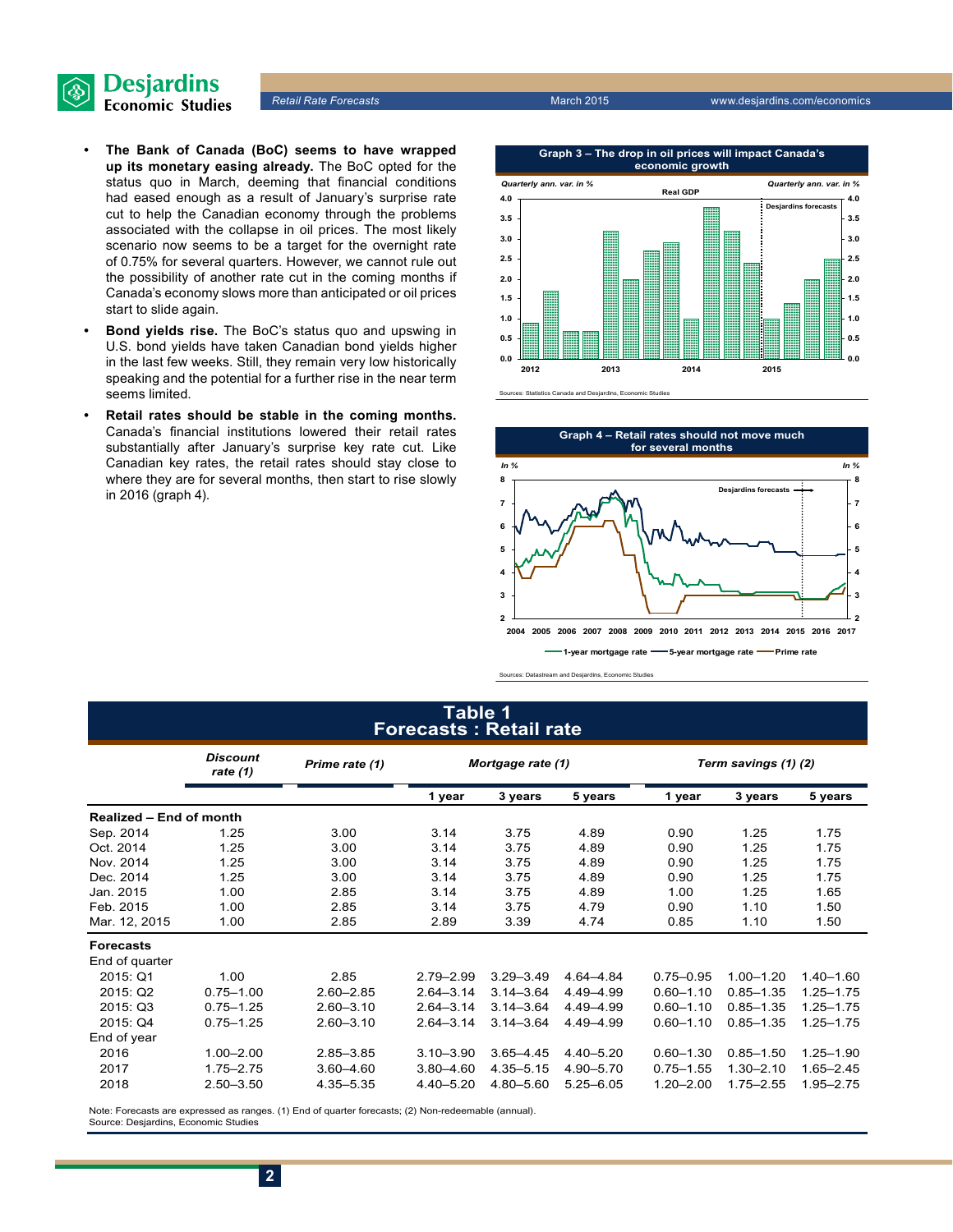- **The Bank of Canada (BoC) seems to have wrapped up its monetary easing already.** The BoC opted for the status quo in March, deeming that financial conditions had eased enough as a result of January's surprise rate cut to help the Canadian economy through the problems associated with the collapse in oil prices. The most likely scenario now seems to be a target for the overnight rate of 0.75% for several quarters. However, we cannot rule out the possibility of another rate cut in the coming months if Canada's economy slows more than anticipated or oil prices start to slide again.
- **Bond yields rise.** The BoC's status quo and upswing in U.S. bond yields have taken Canadian bond yields higher in the last few weeks. Still, they remain very low historically speaking and the potential for a further rise in the near term seems limited.
- **Retail rates should be stable in the coming months.** Canada's financial institutions lowered their retail rates substantially after January's surprise key rate cut. Like Canadian key rates, the retail rates should stay close to where they are for several months, then start to rise slowly in 2016 (graph 4).

**Graph 3 – The drop in oil prices will impact Canada's economic growth**

Sources: Statistics Canada and Desjardins, Economic Studies

**Graph 4 – Retail rates should not move much for several months**

Sources: Datastream and Desjardins, Economic Studies

## Table 1
## Forecasts : Retail rate

| | Discount rate (1) | Prime rate (1) | Mortgage rate (1) | | | Term savings (1) (2) | | |
|---|---|---|---|---|---|---|---|---|
| | | | 1 year | 3 years | 5 years | 1 year | 3 years | 5 years |
| **Realized – End of month** | | | | | | | | |
| Sep. 2014 | 1.25 | 3.00 | 3.14 | 3.75 | 4.89 | 0.90 | 1.25 | 1.75 |
| Oct. 2014 | 1.25 | 3.00 | 3.14 | 3.75 | 4.89 | 0.90 | 1.25 | 1.75 |
| Nov. 2014 | 1.25 | 3.00 | 3.14 | 3.75 | 4.89 | 0.90 | 1.25 | 1.75 |
| Dec. 2014 | 1.25 | 3.00 | 3.14 | 3.75 | 4.89 | 0.90 | 1.25 | 1.75 |
| Jan. 2015 | 1.00 | 2.85 | 3.14 | 3.75 | 4.89 | 1.00 | 1.25 | 1.65 |
| Feb. 2015 | 1.00 | 2.85 | 3.14 | 3.75 | 4.79 | 0.90 | 1.10 | 1.50 |
| Mar. 12, 2015 | 1.00 | 2.85 | 2.89 | 3.39 | 4.74 | 0.85 | 1.10 | 1.50 |
| **Forecasts** | | | | | | | | |
| End of quarter | | | | | | | | |
| 2015: Q1 | 1.00 | 2.85 | 2.79–2.99 | 3.29–3.49 | 4.64–4.84 | 0.75–0.95 | 1.00–1.20 | 1.40–1.60 |
| 2015: Q2 | 0.75–1.00 | 2.60–2.85 | 2.64–3.14 | 3.14–3.64 | 4.49–4.99 | 0.60–1.10 | 0.85–1.35 | 1.25–1.75 |
| 2015: Q3 | 0.75–1.25 | 2.60–3.10 | 2.64–3.14 | 3.14–3.64 | 4.49–4.99 | 0.60–1.10 | 0.85–1.35 | 1.25–1.75 |
| 2015: Q4 | 0.75–1.25 | 2.60–3.10 | 2.64–3.14 | 3.14–3.64 | 4.49–4.99 | 0.60–1.10 | 0.85–1.35 | 1.25–1.75 |
| End of year | | | | | | | | |
| 2016 | 1.00–2.00 | 2.85–3.85 | 3.10–3.90 | 3.65–4.45 | 4.40–5.20 | 0.60–1.30 | 0.85–1.50 | 1.25–1.90 |
| 2017 | 1.75–2.75 | 3.60–4.60 | 3.80–4.60 | 4.35–5.15 | 4.90–5.70 | 0.75–1.55 | 1.30–2.10 | 1.65–2.45 |
| 2018 | 2.50–3.50 | 4.35–5.35 | 4.40–5.20 | 4.80–5.60 | 5.25–6.05 | 1.20–2.00 | 1.75–2.55 | 1.95–2.75 |

Note: Forecasts are expressed as ranges. (1) End of quarter forecasts; (2) Non-redeemable (annual).
Source: Desjardins, Economic Studies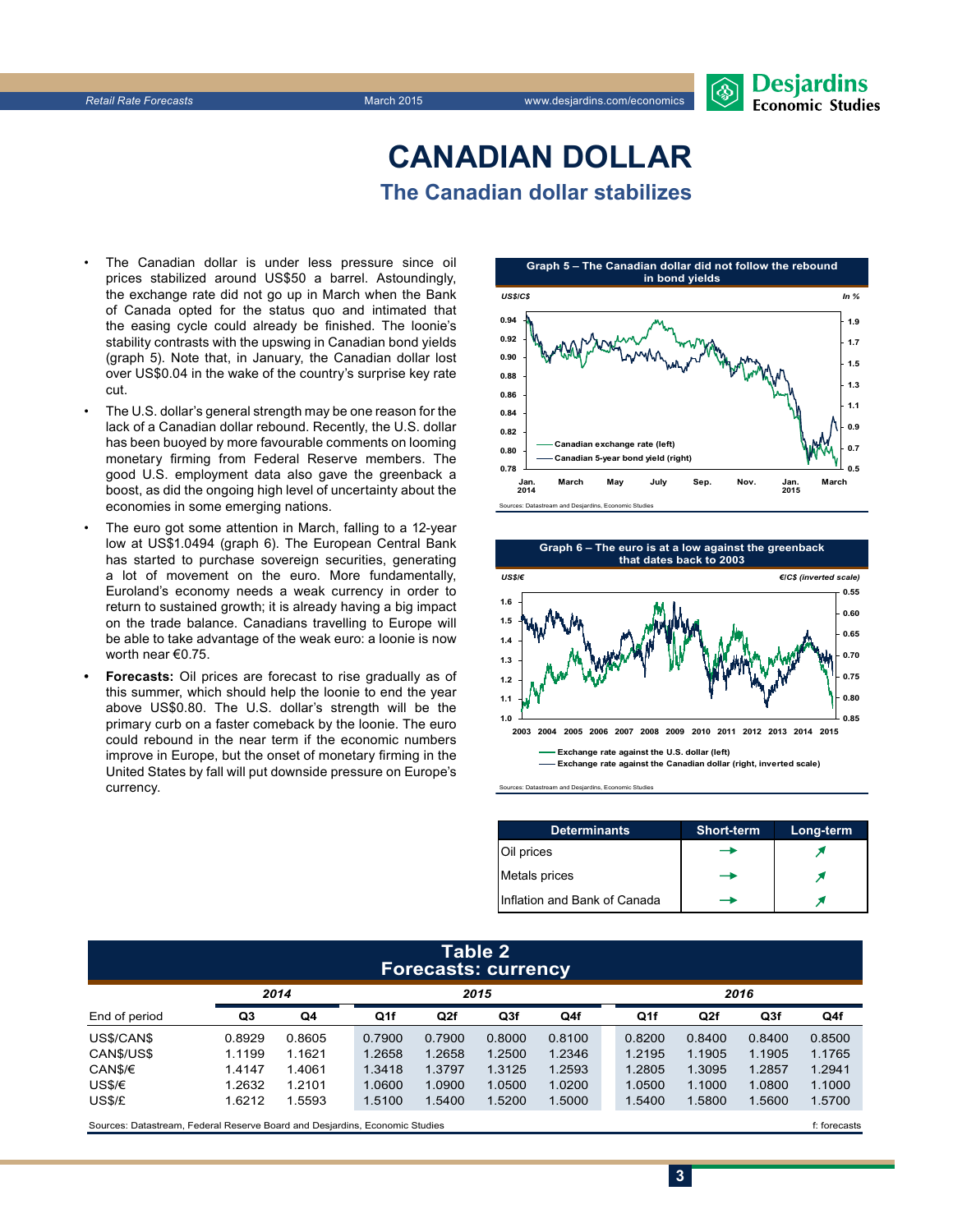# CANADIAN DOLLAR

## The Canadian dollar stabilizes

- The Canadian dollar is under less pressure since oil prices stabilized around US$50 a barrel. Astoundingly, the exchange rate did not go up in March when the Bank of Canada opted for the status quo and intimated that the easing cycle could already be finished. The loonie's stability contrasts with the upswing in Canadian bond yields (graph 5). Note that, in January, the Canadian dollar lost over US$0.04 in the wake of the country's surprise key rate cut.
- The U.S. dollar's general strength may be one reason for the lack of a Canadian dollar rebound. Recently, the U.S. dollar has been buoyed by more favourable comments on looming monetary firming from Federal Reserve members. The good U.S. employment data also gave the greenback a boost, as did the ongoing high level of uncertainty about the economies in some emerging nations.
- The euro got some attention in March, falling to a 12-year low at US$1.0494 (graph 6). The European Central Bank has started to purchase sovereign securities, generating a lot of movement on the euro. More fundamentally, Euroland's economy needs a weak currency in order to return to sustained growth; it is already having a big impact on the trade balance. Canadians travelling to Europe will be able to take advantage of the weak euro: a loonie is now worth near €0.75.
- **Forecasts:** Oil prices are forecast to rise gradually as of this summer, which should help the loonie to end the year above US$0.80. The U.S. dollar's strength will be the primary curb on a faster comeback by the loonie. The euro could rebound in the near term if the economic numbers improve in Europe, but the onset of monetary firming in the United States by fall will put downside pressure on Europe's currency.

**Graph 5 – The Canadian dollar did not follow the rebound in bond yields**

Sources: Datastream and Desjardins, Economic Studies

**Graph 6 – The euro is at a low against the greenback that dates back to 2003**

Sources: Datastream and Desjardins, Economic Studies

| Determinants | Short-term | Long-term |
|---|---|---|
| Oil prices | → | ↗ |
| Metals prices | → | ↗ |
| Inflation and Bank of Canada | → | ↗ |

**Table 2**
**Forecasts: currency**

| | 2014 | | 2015 | | | | 2016 | | | |
|---|---|---|---|---|---|---|---|---|---|---|
| End of period | Q3 | Q4 | Q1f | Q2f | Q3f | Q4f | Q1f | Q2f | Q3f | Q4f |
| US$/CAN$ | 0.8929 | 0.8605 | 0.7900 | 0.7900 | 0.8000 | 0.8100 | 0.8200 | 0.8400 | 0.8400 | 0.8500 |
| CAN$/US$ | 1.1199 | 1.1621 | 1.2658 | 1.2658 | 1.2500 | 1.2346 | 1.2195 | 1.1905 | 1.1905 | 1.1765 |
| CAN$/€ | 1.4147 | 1.4061 | 1.3418 | 1.3797 | 1.3125 | 1.2593 | 1.2805 | 1.3095 | 1.2857 | 1.2941 |
| US$/€ | 1.2632 | 1.2101 | 1.0600 | 1.0900 | 1.0500 | 1.0200 | 1.0500 | 1.1000 | 1.0800 | 1.1000 |
| US$/£ | 1.6212 | 1.5593 | 1.5100 | 1.5400 | 1.5200 | 1.5000 | 1.5400 | 1.5800 | 1.5600 | 1.5700 |

Sources: Datastream, Federal Reserve Board and Desjardins, Economic Studies — f: forecasts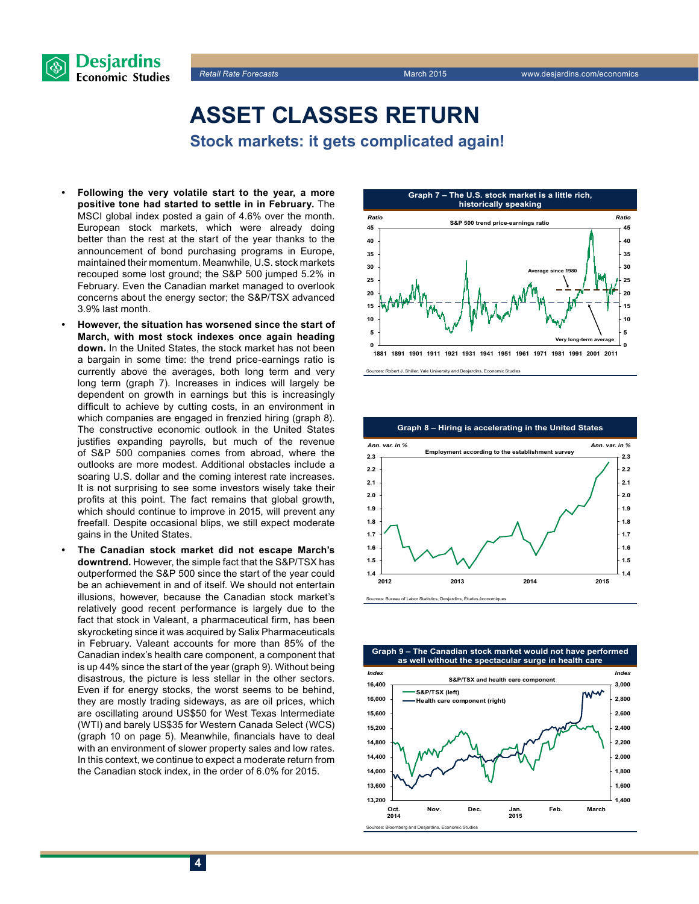# ASSET CLASSES RETURN

## Stock markets: it gets complicated again!

- **Following the very volatile start to the year, a more positive tone had started to settle in in February.** The MSCI global index posted a gain of 4.6% over the month. European stock markets, which were already doing better than the rest at the start of the year thanks to the announcement of bond purchasing programs in Europe, maintained their momentum. Meanwhile, U.S. stock markets recouped some lost ground; the S&P 500 jumped 5.2% in February. Even the Canadian market managed to overlook concerns about the energy sector; the S&P/TSX advanced 3.9% last month.
- **However, the situation has worsened since the start of March, with most stock indexes once again heading down.** In the United States, the stock market has not been a bargain in some time: the trend price-earnings ratio is currently above the averages, both long term and very long term (graph 7). Increases in indices will largely be dependent on growth in earnings but this is increasingly difficult to achieve by cutting costs, in an environment in which companies are engaged in frenzied hiring (graph 8). The constructive economic outlook in the United States justifies expanding payrolls, but much of the revenue of S&P 500 companies comes from abroad, where the outlooks are more modest. Additional obstacles include a soaring U.S. dollar and the coming interest rate increases. It is not surprising to see some investors wisely take their profits at this point. The fact remains that global growth, which should continue to improve in 2015, will prevent any freefall. Despite occasional blips, we still expect moderate gains in the United States.
- **The Canadian stock market did not escape March's downtrend.** However, the simple fact that the S&P/TSX has outperformed the S&P 500 since the start of the year could be an achievement in and of itself. We should not entertain illusions, however, because the Canadian stock market's relatively good recent performance is largely due to the fact that stock in Valeant, a pharmaceutical firm, has been skyrocketing since it was acquired by Salix Pharmaceuticals in February. Valeant accounts for more than 85% of the Canadian index's health care component, a component that is up 44% since the start of the year (graph 9). Without being disastrous, the picture is less stellar in the other sectors. Even if for energy stocks, the worst seems to be behind, they are mostly trading sideways, as are oil prices, which are oscillating around US$50 for West Texas Intermediate (WTI) and barely US$35 for Western Canada Select (WCS) (graph 10 on page 5). Meanwhile, financials have to deal with an environment of slower property sales and low rates. In this context, we continue to expect a moderate return from the Canadian stock index, in the order of 6.0% for 2015.

**Graph 7 – The U.S. stock market is a little rich, historically speaking**

S&P 500 trend price-earnings ratio

Sources: Robert J. Shiller, Yale University and Desjardins, Economic Studies

**Graph 8 – Hiring is accelerating in the United States**

Employment according to the establishment survey

Sources: Bureau of Labor Statistics, Desjardins, Études économiques

**Graph 9 – The Canadian stock market would not have performed as well without the spectacular surge in health care**

S&P/TSX and health care component

Sources: Bloomberg and Desjardins, Economic Studies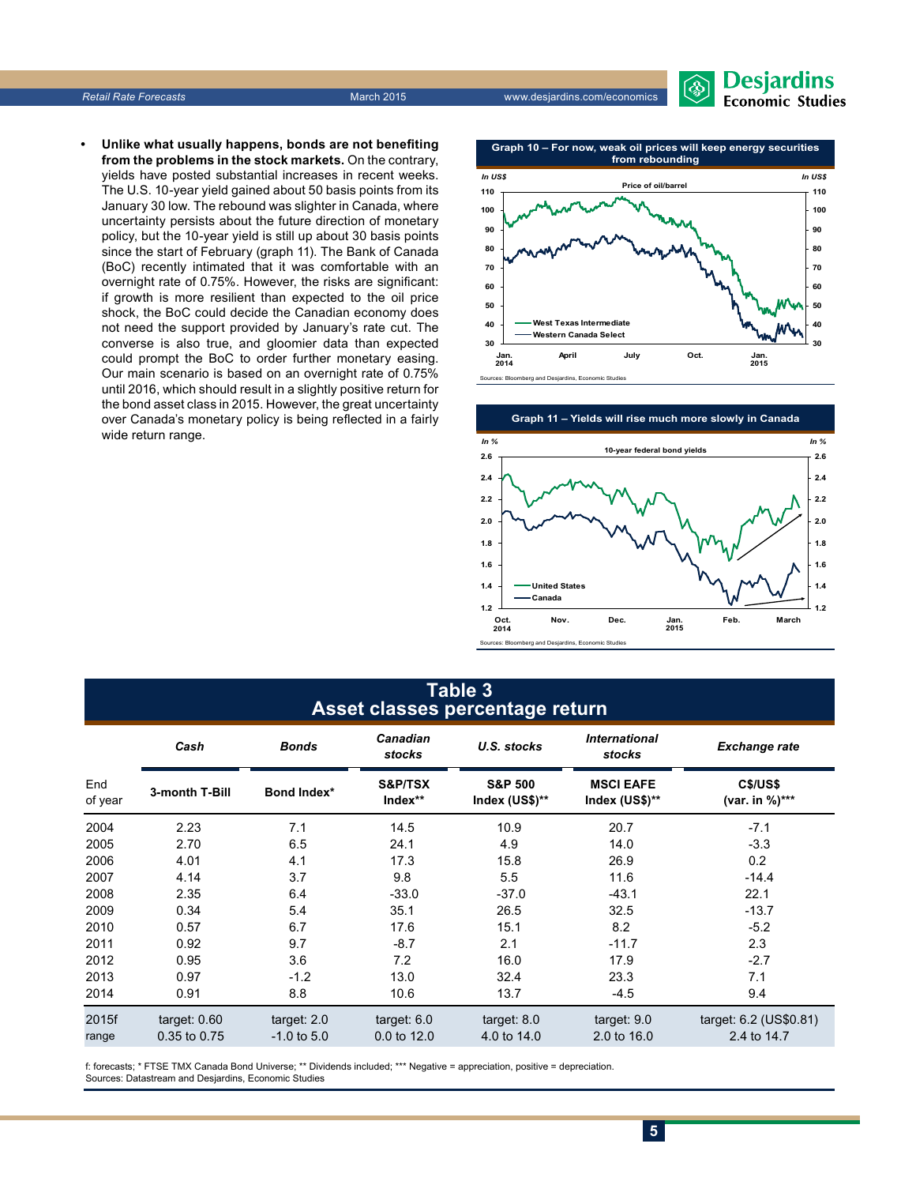- **Unlike what usually happens, bonds are not benefiting from the problems in the stock markets.** On the contrary, yields have posted substantial increases in recent weeks. The U.S. 10-year yield gained about 50 basis points from its January 30 low. The rebound was slighter in Canada, where uncertainty persists about the future direction of monetary policy, but the 10-year yield is still up about 30 basis points since the start of February (graph 11). The Bank of Canada (BoC) recently intimated that it was comfortable with an overnight rate of 0.75%. However, the risks are significant: if growth is more resilient than expected to the oil price shock, the BoC could decide the Canadian economy does not need the support provided by January's rate cut. The converse is also true, and gloomier data than expected could prompt the BoC to order further monetary easing. Our main scenario is based on an overnight rate of 0.75% until 2016, which should result in a slightly positive return for the bond asset class in 2015. However, the great uncertainty over Canada's monetary policy is being reflected in a fairly wide return range.

**Graph 10 – For now, weak oil prices will keep energy securities from rebounding**

In US$ | In US$

Price of oil/barrel

110, 100, 90, 80, 70, 60, 50, 40, 30

Jan. 2014, April, July, Oct., Jan. 2015

West Texas Intermediate

Western Canada Select

Sources: Bloomberg and Desjardins, Economic Studies

**Graph 11 – Yields will rise much more slowly in Canada**

In % | In %

10-year federal bond yields

2.6, 2.4, 2.2, 2.0, 1.8, 1.6, 1.4, 1.2

Oct. 2014, Nov., Dec., Jan. 2015, Feb., March

United States

Canada

Sources: Bloomberg and Desjardins, Economic Studies

## Table 3
## Asset classes percentage return

| | *Cash* | *Bonds* | *Canadian stocks* | *U.S. stocks* | *International stocks* | *Exchange rate* |
|---|---|---|---|---|---|---|
| End of year | **3-month T-Bill** | **Bond Index*** | **S&P/TSX Index**** | **S&P 500 Index (US$)**** | **MSCI EAFE Index (US$)**** | **C$/US$ (var. in %)***** |
| 2004 | 2.23 | 7.1 | 14.5 | 10.9 | 20.7 | -7.1 |
| 2005 | 2.70 | 6.5 | 24.1 | 4.9 | 14.0 | -3.3 |
| 2006 | 4.01 | 4.1 | 17.3 | 15.8 | 26.9 | 0.2 |
| 2007 | 4.14 | 3.7 | 9.8 | 5.5 | 11.6 | -14.4 |
| 2008 | 2.35 | 6.4 | -33.0 | -37.0 | -43.1 | 22.1 |
| 2009 | 0.34 | 5.4 | 35.1 | 26.5 | 32.5 | -13.7 |
| 2010 | 0.57 | 6.7 | 17.6 | 15.1 | 8.2 | -5.2 |
| 2011 | 0.92 | 9.7 | -8.7 | 2.1 | -11.7 | 2.3 |
| 2012 | 0.95 | 3.6 | 7.2 | 16.0 | 17.9 | -2.7 |
| 2013 | 0.97 | -1.2 | 13.0 | 32.4 | 23.3 | 7.1 |
| 2014 | 0.91 | 8.8 | 10.6 | 13.7 | -4.5 | 9.4 |
| 2015f | target: 0.60 | target: 2.0 | target: 6.0 | target: 8.0 | target: 9.0 | target: 6.2 (US$0.81) |
| range | 0.35 to 0.75 | -1.0 to 5.0 | 0.0 to 12.0 | 4.0 to 14.0 | 2.0 to 16.0 | 2.4 to 14.7 |

f: forecasts; * FTSE TMX Canada Bond Universe; ** Dividends included; *** Negative = appreciation, positive = depreciation.
Sources: Datastream and Desjardins, Economic Studies